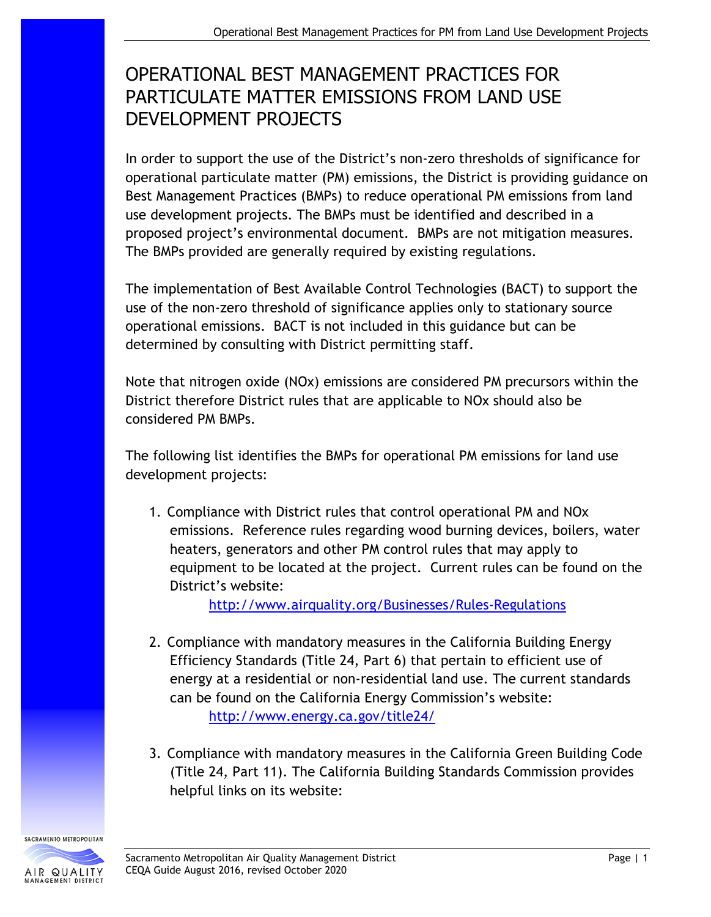# OPERATIONAL BEST MANAGEMENT PRACTICES FOR PARTICULATE MATTER EMISSIONS FROM LAND USE DEVELOPMENT PROJECTS

In order to support the use of the District's non-zero thresholds of significance for operational particulate matter (PM) emissions, the District is providing guidance on Best Management Practices (BMPs) to reduce operational PM emissions from land use development projects. The BMPs must be identified and described in a proposed project's environmental document. BMPs are not mitigation measures. The BMPs provided are generally required by existing regulations.

The implementation of Best Available Control Technologies (BACT) to support the use of the non-zero threshold of significance applies only to stationary source operational emissions. BACT is not included in this guidance but can be determined by consulting with District permitting staff.

Note that nitrogen oxide (NOx) emissions are considered PM precursors within the District therefore District rules that are applicable to NOx should also be considered PM BMPs.

The following list identifies the BMPs for operational PM emissions for land use development projects:

1. Compliance with District rules that control operational PM and NOx emissions. Reference rules regarding wood burning devices, boilers, water heaters, generators and other PM control rules that may apply to equipment to be located at the project. Current rules can be found on the District's website:
   http://www.airquality.org/Businesses/Rules-Regulations

2. Compliance with mandatory measures in the California Building Energy Efficiency Standards (Title 24, Part 6) that pertain to efficient use of energy at a residential or non-residential land use. The current standards can be found on the California Energy Commission's website:
   http://www.energy.ca.gov/title24/

3. Compliance with mandatory measures in the California Green Building Code (Title 24, Part 11). The California Building Standards Commission provides helpful links on its website: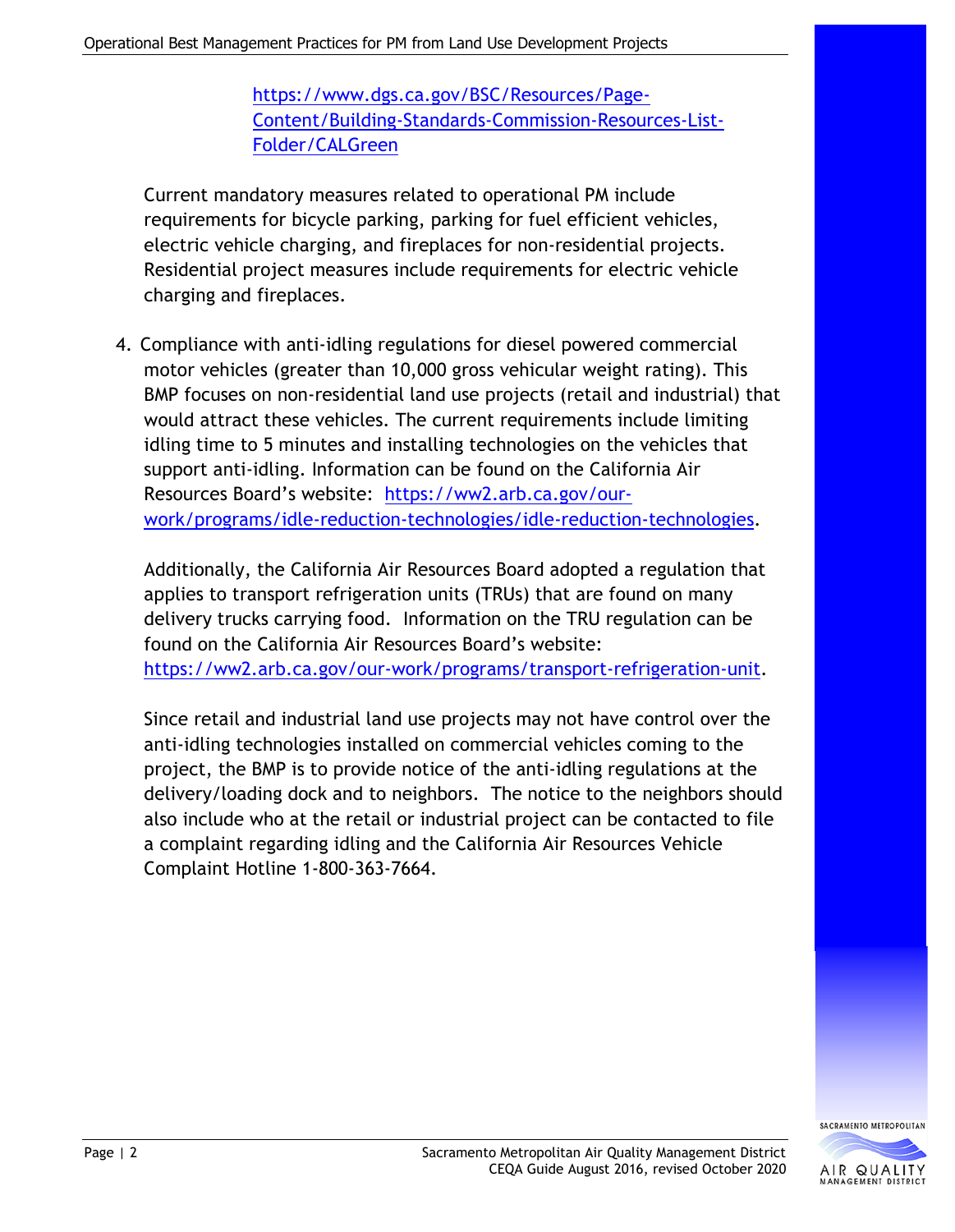https://www.dgs.ca.gov/BSC/Resources/Page-Content/Building-Standards-Commission-Resources-List-Folder/CALGreen

Current mandatory measures related to operational PM include requirements for bicycle parking, parking for fuel efficient vehicles, electric vehicle charging, and fireplaces for non-residential projects. Residential project measures include requirements for electric vehicle charging and fireplaces.

4. Compliance with anti-idling regulations for diesel powered commercial motor vehicles (greater than 10,000 gross vehicular weight rating). This BMP focuses on non-residential land use projects (retail and industrial) that would attract these vehicles. The current requirements include limiting idling time to 5 minutes and installing technologies on the vehicles that support anti-idling. Information can be found on the California Air Resources Board's website: https://ww2.arb.ca.gov/our-work/programs/idle-reduction-technologies/idle-reduction-technologies.

   Additionally, the California Air Resources Board adopted a regulation that applies to transport refrigeration units (TRUs) that are found on many delivery trucks carrying food. Information on the TRU regulation can be found on the California Air Resources Board's website: https://ww2.arb.ca.gov/our-work/programs/transport-refrigeration-unit.

   Since retail and industrial land use projects may not have control over the anti-idling technologies installed on commercial vehicles coming to the project, the BMP is to provide notice of the anti-idling regulations at the delivery/loading dock and to neighbors. The notice to the neighbors should also include who at the retail or industrial project can be contacted to file a complaint regarding idling and the California Air Resources Vehicle Complaint Hotline 1-800-363-7664.